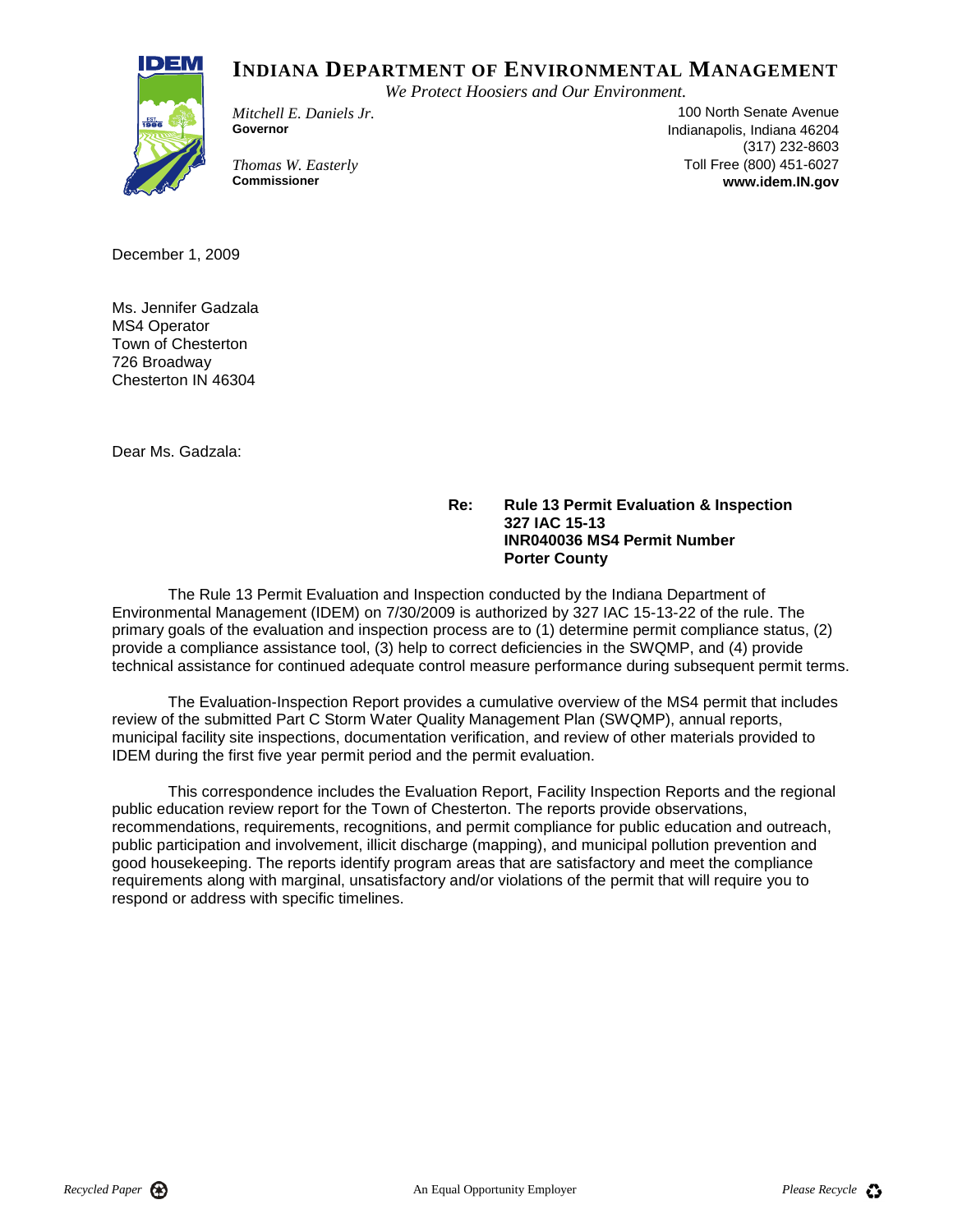# INDIANA DEPARTMENT OF ENVIRONMENTAL MANAGEMENT

*We Protect Hoosiers and Our Environment.*

*Mitchell E. Daniels Jr.*
**Governor**

*Thomas W. Easterly*
**Commissioner**

100 North Senate Avenue
Indianapolis, Indiana 46204
(317) 232-8603
Toll Free (800) 451-6027
**www.idem.IN.gov**

December 1, 2009

Ms. Jennifer Gadzala
MS4 Operator
Town of Chesterton
726 Broadway
Chesterton IN 46304

Dear Ms. Gadzala:

**Re: Rule 13 Permit Evaluation & Inspection**
**327 IAC 15-13**
**INR040036 MS4 Permit Number**
**Porter County**

The Rule 13 Permit Evaluation and Inspection conducted by the Indiana Department of Environmental Management (IDEM) on 7/30/2009 is authorized by 327 IAC 15-13-22 of the rule. The primary goals of the evaluation and inspection process are to (1) determine permit compliance status, (2) provide a compliance assistance tool, (3) help to correct deficiencies in the SWQMP, and (4) provide technical assistance for continued adequate control measure performance during subsequent permit terms.

The Evaluation-Inspection Report provides a cumulative overview of the MS4 permit that includes review of the submitted Part C Storm Water Quality Management Plan (SWQMP), annual reports, municipal facility site inspections, documentation verification, and review of other materials provided to IDEM during the first five year permit period and the permit evaluation.

This correspondence includes the Evaluation Report, Facility Inspection Reports and the regional public education review report for the Town of Chesterton. The reports provide observations, recommendations, requirements, recognitions, and permit compliance for public education and outreach, public participation and involvement, illicit discharge (mapping), and municipal pollution prevention and good housekeeping. The reports identify program areas that are satisfactory and meet the compliance requirements along with marginal, unsatisfactory and/or violations of the permit that will require you to respond or address with specific timelines.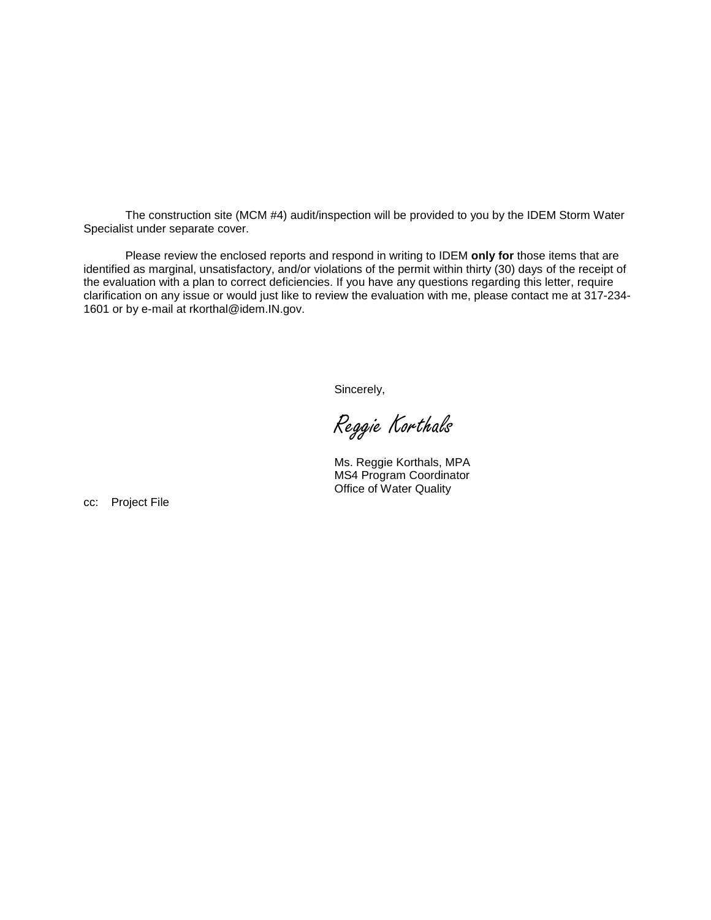The construction site (MCM #4) audit/inspection will be provided to you by the IDEM Storm Water Specialist under separate cover.

Please review the enclosed reports and respond in writing to IDEM **only for** those items that are identified as marginal, unsatisfactory, and/or violations of the permit within thirty (30) days of the receipt of the evaluation with a plan to correct deficiencies. If you have any questions regarding this letter, require clarification on any issue or would just like to review the evaluation with me, please contact me at 317-234-1601 or by e-mail at rkorthal@idem.IN.gov.

Sincerely,

*Reggie Korthals*

Ms. Reggie Korthals, MPA
MS4 Program Coordinator
Office of Water Quality

cc: Project File